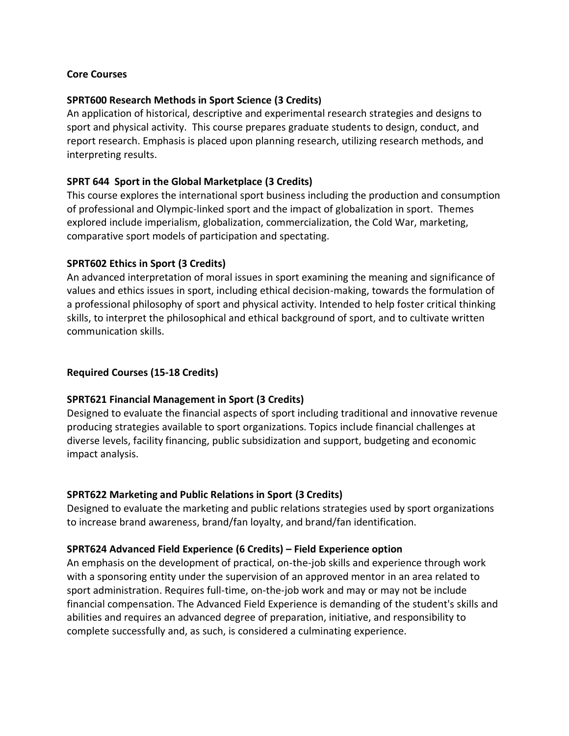## Core Courses

### SPRT600 Research Methods in Sport Science (3 Credits)

An application of historical, descriptive and experimental research strategies and designs to sport and physical activity. This course prepares graduate students to design, conduct, and report research. Emphasis is placed upon planning research, utilizing research methods, and interpreting results.

### SPRT 644 Sport in the Global Marketplace (3 Credits)

This course explores the international sport business including the production and consumption of professional and Olympic-linked sport and the impact of globalization in sport. Themes explored include imperialism, globalization, commercialization, the Cold War, marketing, comparative sport models of participation and spectating.

### SPRT602 Ethics in Sport (3 Credits)

An advanced interpretation of moral issues in sport examining the meaning and significance of values and ethics issues in sport, including ethical decision-making, towards the formulation of a professional philosophy of sport and physical activity. Intended to help foster critical thinking skills, to interpret the philosophical and ethical background of sport, and to cultivate written communication skills.

## Required Courses (15-18 Credits)

### SPRT621 Financial Management in Sport (3 Credits)

Designed to evaluate the financial aspects of sport including traditional and innovative revenue producing strategies available to sport organizations. Topics include financial challenges at diverse levels, facility financing, public subsidization and support, budgeting and economic impact analysis.

### SPRT622 Marketing and Public Relations in Sport (3 Credits)

Designed to evaluate the marketing and public relations strategies used by sport organizations to increase brand awareness, brand/fan loyalty, and brand/fan identification.

### SPRT624 Advanced Field Experience (6 Credits) – Field Experience option

An emphasis on the development of practical, on-the-job skills and experience through work with a sponsoring entity under the supervision of an approved mentor in an area related to sport administration. Requires full-time, on-the-job work and may or may not be include financial compensation. The Advanced Field Experience is demanding of the student's skills and abilities and requires an advanced degree of preparation, initiative, and responsibility to complete successfully and, as such, is considered a culminating experience.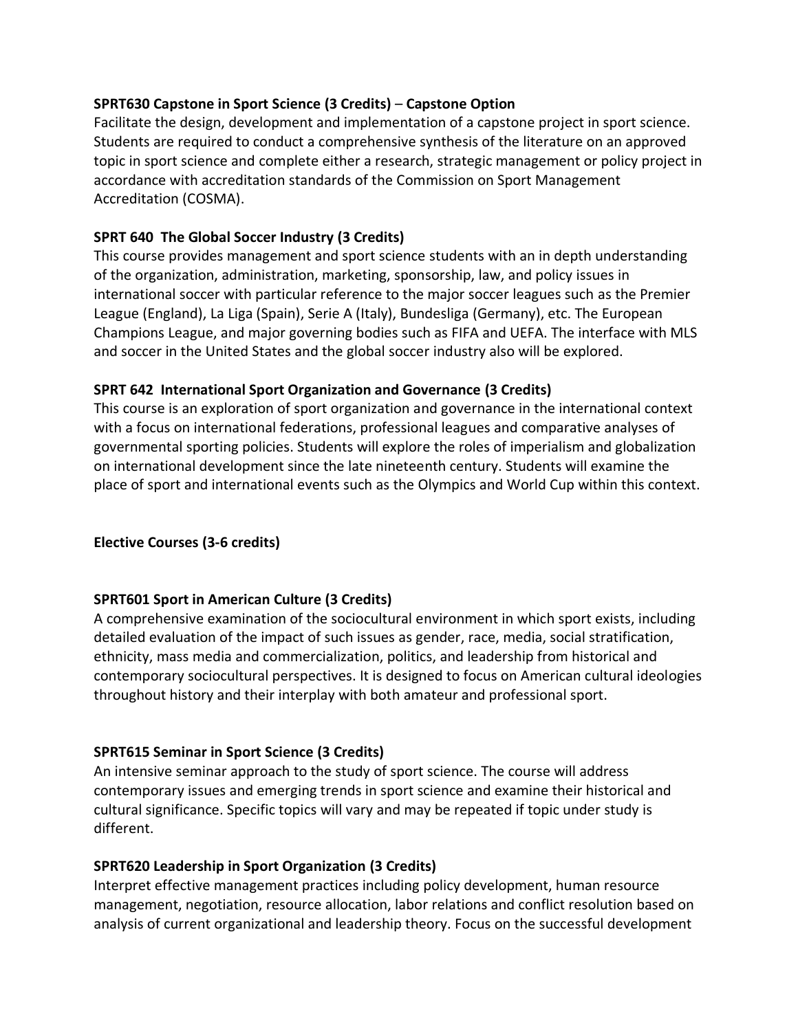**SPRT630 Capstone in Sport Science (3 Credits)** – **Capstone Option**
Facilitate the design, development and implementation of a capstone project in sport science. Students are required to conduct a comprehensive synthesis of the literature on an approved topic in sport science and complete either a research, strategic management or policy project in accordance with accreditation standards of the Commission on Sport Management Accreditation (COSMA).

**SPRT 640 The Global Soccer Industry (3 Credits)**
This course provides management and sport science students with an in depth understanding of the organization, administration, marketing, sponsorship, law, and policy issues in international soccer with particular reference to the major soccer leagues such as the Premier League (England), La Liga (Spain), Serie A (Italy), Bundesliga (Germany), etc. The European Champions League, and major governing bodies such as FIFA and UEFA. The interface with MLS and soccer in the United States and the global soccer industry also will be explored.

**SPRT 642 International Sport Organization and Governance (3 Credits)**
This course is an exploration of sport organization and governance in the international context with a focus on international federations, professional leagues and comparative analyses of governmental sporting policies. Students will explore the roles of imperialism and globalization on international development since the late nineteenth century. Students will examine the place of sport and international events such as the Olympics and World Cup within this context.

**Elective Courses (3-6 credits)**

**SPRT601 Sport in American Culture (3 Credits)**
A comprehensive examination of the sociocultural environment in which sport exists, including detailed evaluation of the impact of such issues as gender, race, media, social stratification, ethnicity, mass media and commercialization, politics, and leadership from historical and contemporary sociocultural perspectives. It is designed to focus on American cultural ideologies throughout history and their interplay with both amateur and professional sport.

**SPRT615 Seminar in Sport Science (3 Credits)**
An intensive seminar approach to the study of sport science. The course will address contemporary issues and emerging trends in sport science and examine their historical and cultural significance. Specific topics will vary and may be repeated if topic under study is different.

**SPRT620 Leadership in Sport Organization (3 Credits)**
Interpret effective management practices including policy development, human resource management, negotiation, resource allocation, labor relations and conflict resolution based on analysis of current organizational and leadership theory. Focus on the successful development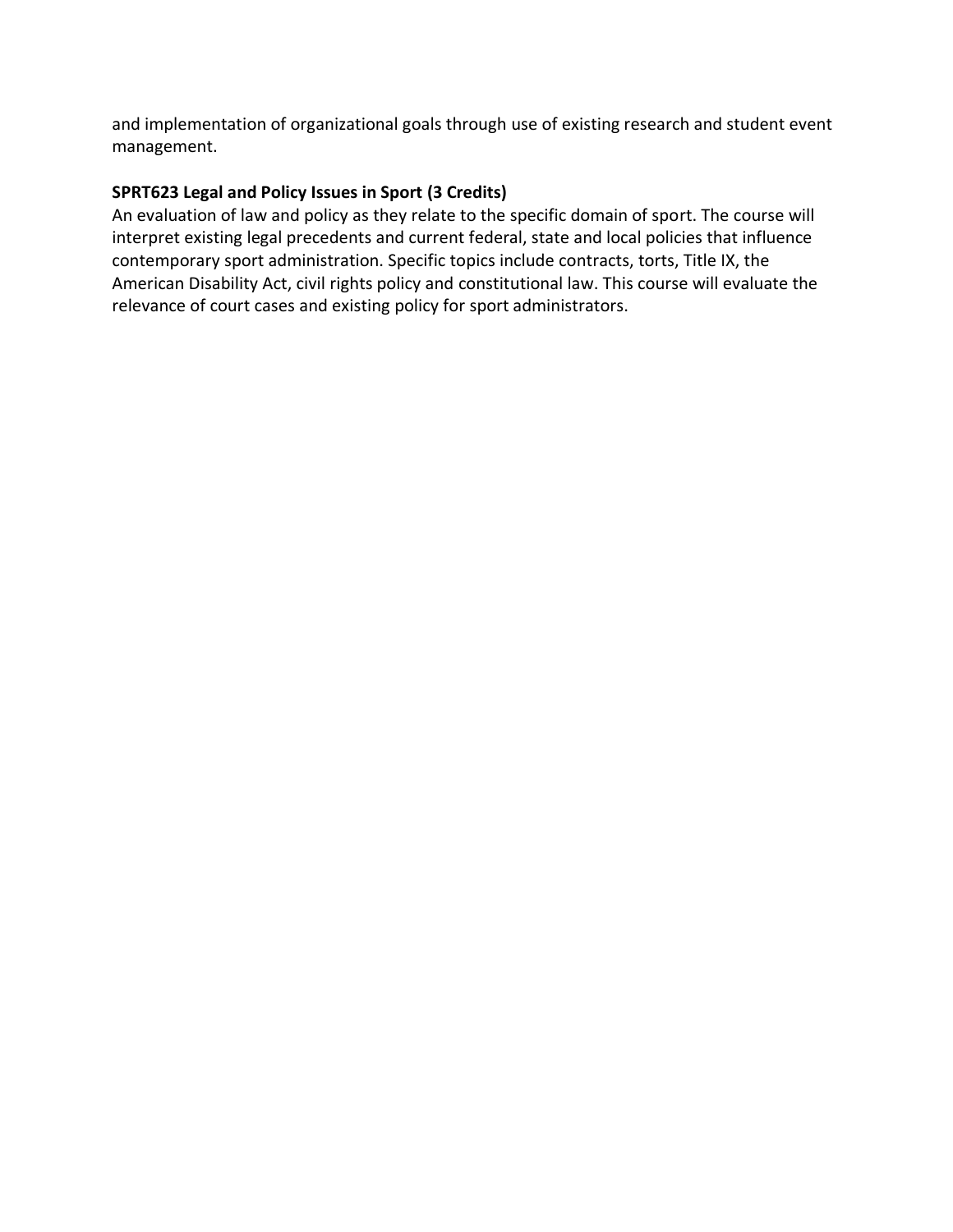and implementation of organizational goals through use of existing research and student event management.

**SPRT623 Legal and Policy Issues in Sport (3 Credits)**
An evaluation of law and policy as they relate to the specific domain of sport. The course will interpret existing legal precedents and current federal, state and local policies that influence contemporary sport administration. Specific topics include contracts, torts, Title IX, the American Disability Act, civil rights policy and constitutional law. This course will evaluate the relevance of court cases and existing policy for sport administrators.